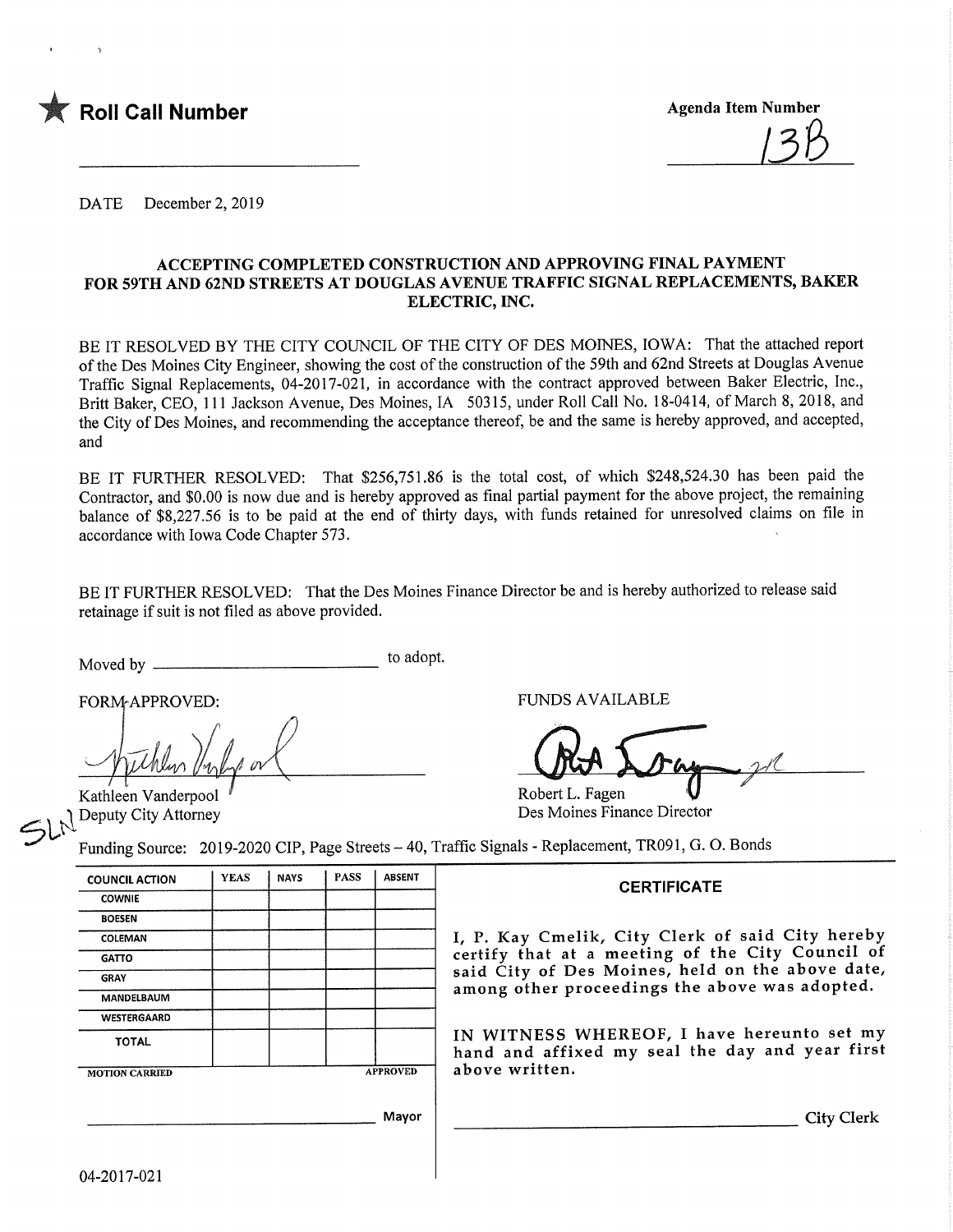★ **Roll Call Number**

**Agenda Item Number**

13B

DATE December 2, 2019

**ACCEPTING COMPLETED CONSTRUCTION AND APPROVING FINAL PAYMENT FOR 59TH AND 62ND STREETS AT DOUGLAS AVENUE TRAFFIC SIGNAL REPLACEMENTS, BAKER ELECTRIC, INC.**

BE IT RESOLVED BY THE CITY COUNCIL OF THE CITY OF DES MOINES, IOWA: That the attached report of the Des Moines City Engineer, showing the cost of the construction of the 59th and 62nd Streets at Douglas Avenue Traffic Signal Replacements, 04-2017-021, in accordance with the contract approved between Baker Electric, Inc., Britt Baker, CEO, 111 Jackson Avenue, Des Moines, IA 50315, under Roll Call No. 18-0414, of March 8, 2018, and the City of Des Moines, and recommending the acceptance thereof, be and the same is hereby approved, and accepted, and

BE IT FURTHER RESOLVED: That $256,751.86 is the total cost, of which $248,524.30 has been paid the Contractor, and $0.00 is now due and is hereby approved as final partial payment for the above project, the remaining balance of $8,227.56 is to be paid at the end of thirty days, with funds retained for unresolved claims on file in accordance with Iowa Code Chapter 573.

BE IT FURTHER RESOLVED: That the Des Moines Finance Director be and is hereby authorized to release said retainage if suit is not filed as above provided.

Moved by ______________________ to adopt.

FORM APPROVED:

Kathleen Vanderpool
Deputy City Attorney

SLN

FUNDS AVAILABLE

Robert L. Fagen
Des Moines Finance Director

Funding Source: 2019-2020 CIP, Page Streets – 40, Traffic Signals - Replacement, TR091, G. O. Bonds

| COUNCIL ACTION | YEAS | NAYS | PASS | ABSENT |
|---|---|---|---|---|
| COWNIE | | | | |
| BOESEN | | | | |
| COLEMAN | | | | |
| GATTO | | | | |
| GRAY | | | | |
| MANDELBAUM | | | | |
| WESTERGAARD | | | | |
| TOTAL | | | | |

MOTION CARRIED APPROVED

______________________ Mayor

**CERTIFICATE**

I, P. Kay Cmelik, City Clerk of said City hereby certify that at a meeting of the City Council of said City of Des Moines, held on the above date, among other proceedings the above was adopted.

IN WITNESS WHEREOF, I have hereunto set my hand and affixed my seal the day and year first above written.

______________________ City Clerk

04-2017-021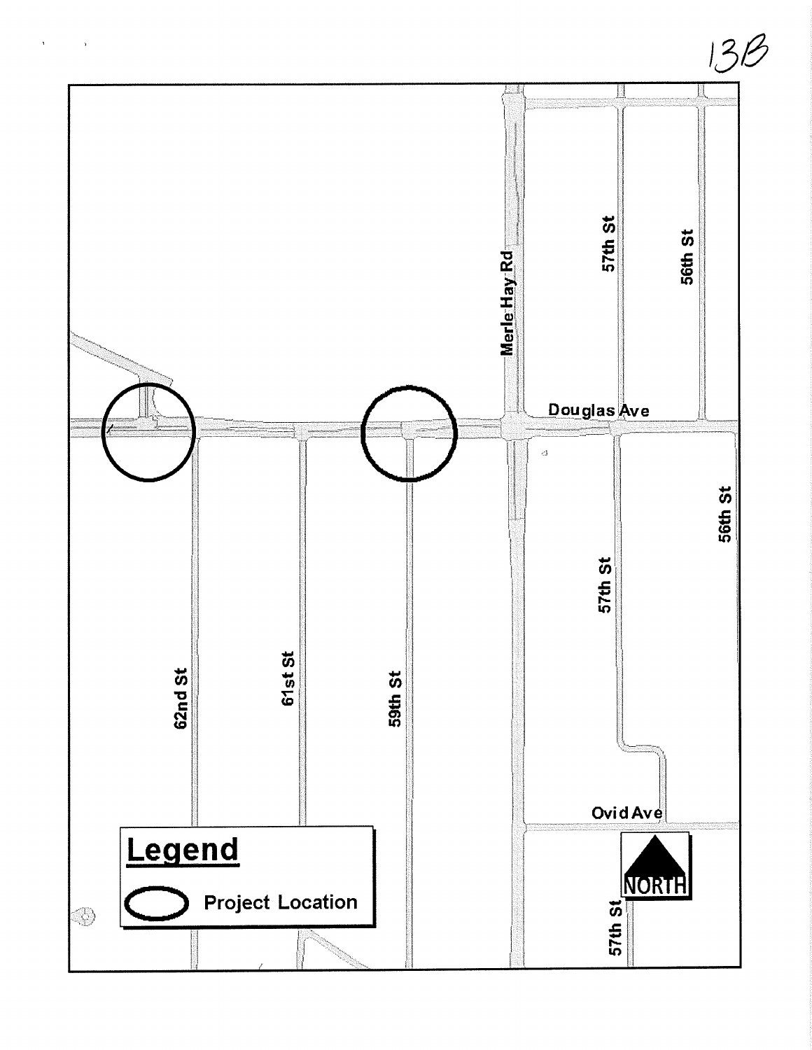13B

Merle Hay Rd

57th St

56th St

Douglas Ave

56th St

57th St

62nd St

61st St

59th St

Ovid Ave

NORTH

57th St

## Legend

Project Location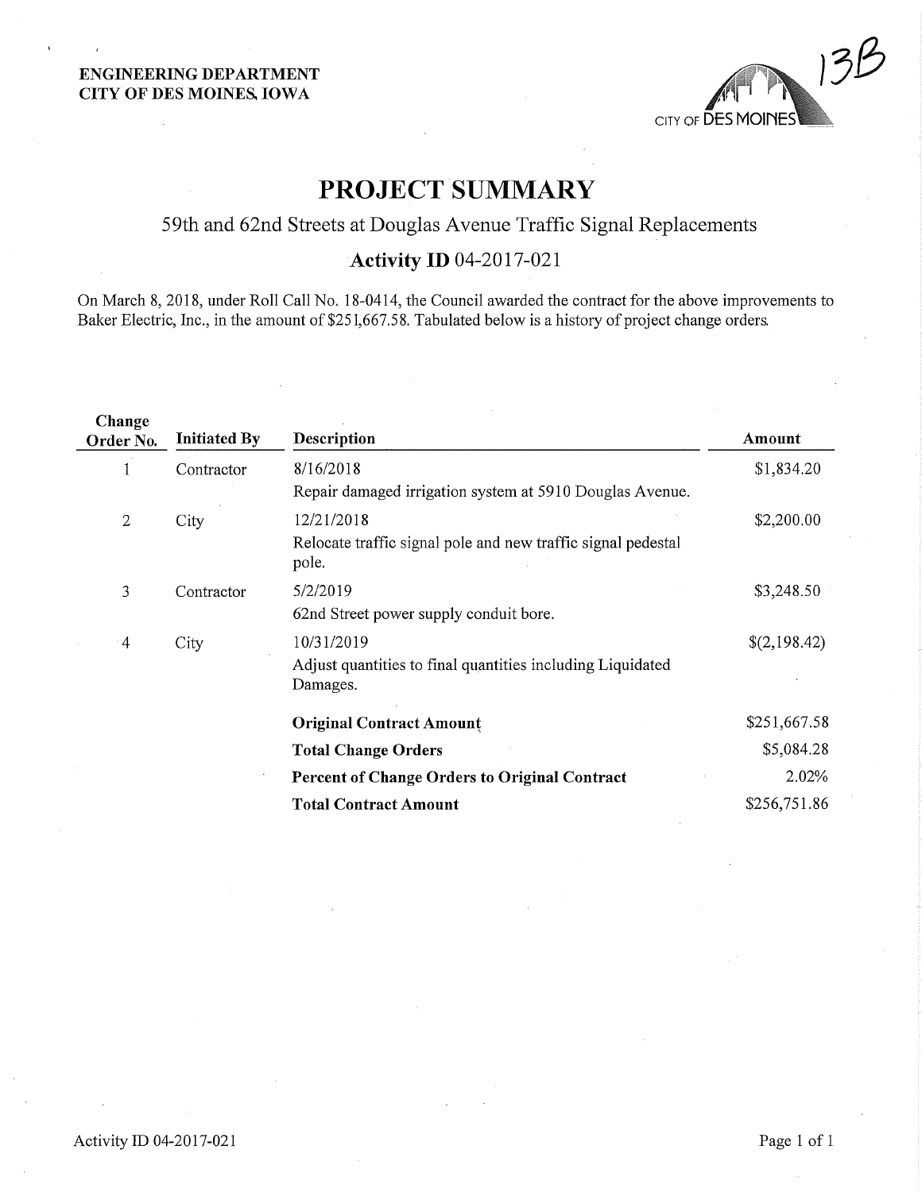**ENGINEERING DEPARTMENT**
**CITY OF DES MOINES, IOWA**

13B

# PROJECT SUMMARY

## 59th and 62nd Streets at Douglas Avenue Traffic Signal Replacements

### Activity ID 04-2017-021

On March 8, 2018, under Roll Call No. 18-0414, the Council awarded the contract for the above improvements to Baker Electric, Inc., in the amount of $251,667.58. Tabulated below is a history of project change orders.

| Change Order No. | Initiated By | Description | Amount |
|---|---|---|---|
| 1 | Contractor | 8/16/2018<br>Repair damaged irrigation system at 5910 Douglas Avenue. | $1,834.20 |
| 2 | City | 12/21/2018<br>Relocate traffic signal pole and new traffic signal pedestal pole. | $2,200.00 |
| 3 | Contractor | 5/2/2019<br>62nd Street power supply conduit bore. | $3,248.50 |
| 4 | City | 10/31/2019<br>Adjust quantities to final quantities including Liquidated Damages. | $(2,198.42) |
| | | **Original Contract Amount** | $251,667.58 |
| | | **Total Change Orders** | $5,084.28 |
| | | **Percent of Change Orders to Original Contract** | 2.02% |
| | | **Total Contract Amount** | $256,751.86 |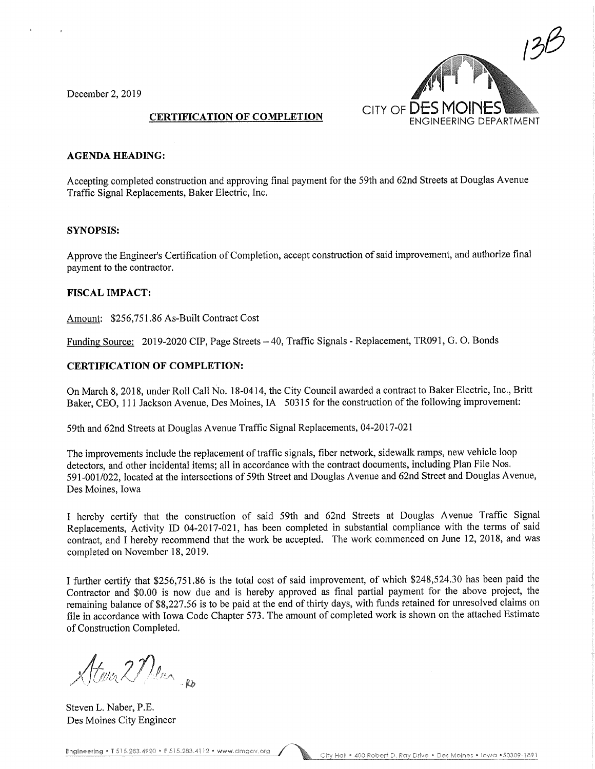13B

December 2, 2019

CITY OF DES MOINES
ENGINEERING DEPARTMENT

**CERTIFICATION OF COMPLETION**

**AGENDA HEADING:**

Accepting completed construction and approving final payment for the 59th and 62nd Streets at Douglas Avenue Traffic Signal Replacements, Baker Electric, Inc.

**SYNOPSIS:**

Approve the Engineer's Certification of Completion, accept construction of said improvement, and authorize final payment to the contractor.

**FISCAL IMPACT:**

Amount: $256,751.86 As-Built Contract Cost

Funding Source: 2019-2020 CIP, Page Streets – 40, Traffic Signals - Replacement, TR091, G. O. Bonds

**CERTIFICATION OF COMPLETION:**

On March 8, 2018, under Roll Call No. 18-0414, the City Council awarded a contract to Baker Electric, Inc., Britt Baker, CEO, 111 Jackson Avenue, Des Moines, IA 50315 for the construction of the following improvement:

59th and 62nd Streets at Douglas Avenue Traffic Signal Replacements, 04-2017-021

The improvements include the replacement of traffic signals, fiber network, sidewalk ramps, new vehicle loop detectors, and other incidental items; all in accordance with the contract documents, including Plan File Nos. 591-001/022, located at the intersections of 59th Street and Douglas Avenue and 62nd Street and Douglas Avenue, Des Moines, Iowa

I hereby certify that the construction of said 59th and 62nd Streets at Douglas Avenue Traffic Signal Replacements, Activity ID 04-2017-021, has been completed in substantial compliance with the terms of said contract, and I hereby recommend that the work be accepted. The work commenced on June 12, 2018, and was completed on November 18, 2019.

I further certify that $256,751.86 is the total cost of said improvement, of which $248,524.30 has been paid the Contractor and $0.00 is now due and is hereby approved as final partial payment for the above project, the remaining balance of $8,227.56 is to be paid at the end of thirty days, with funds retained for unresolved claims on file in accordance with Iowa Code Chapter 573. The amount of completed work is shown on the attached Estimate of Construction Completed.

Steven L. Naber, P.E.
Des Moines City Engineer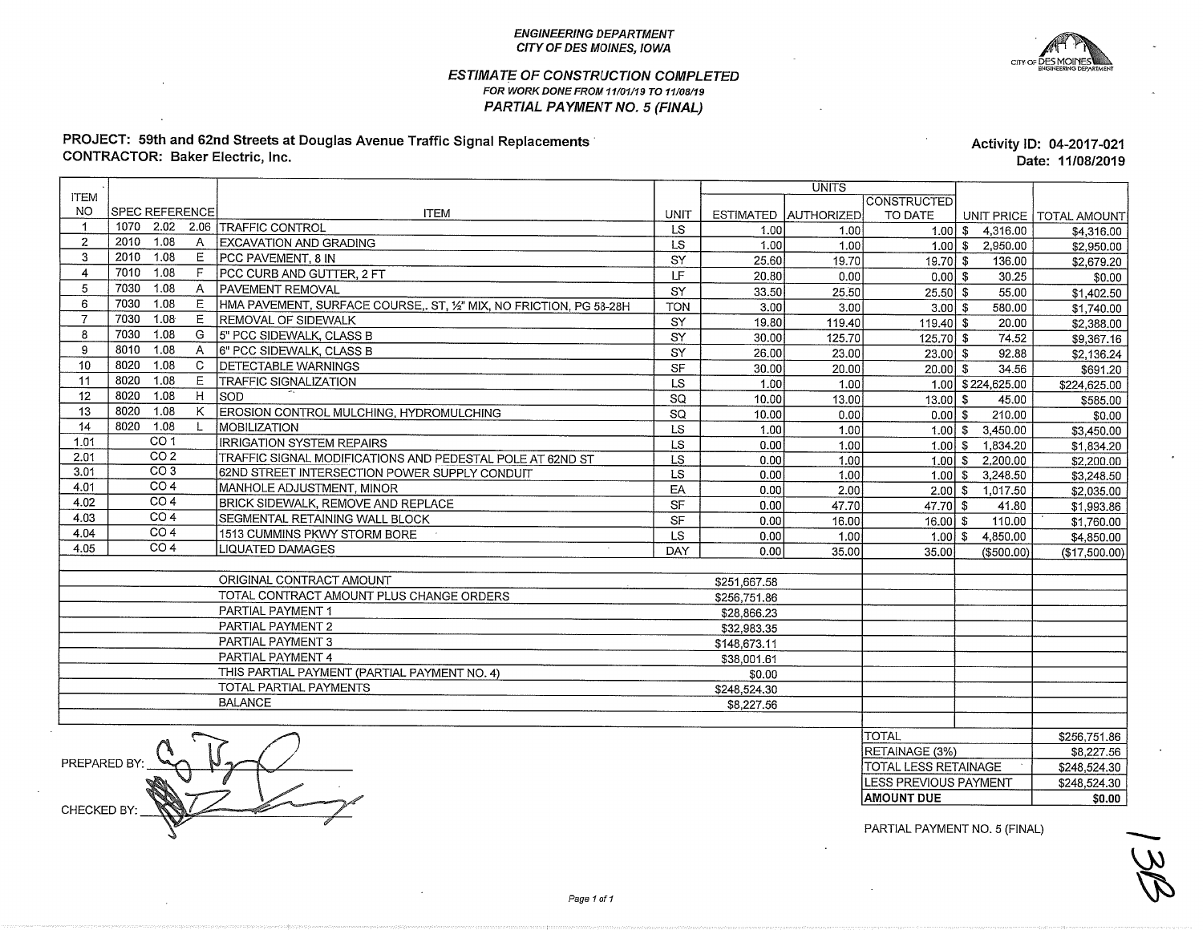***ENGINEERING DEPARTMENT***
***CITY OF DES MOINES, IOWA***

# *ESTIMATE OF CONSTRUCTION COMPLETED*

***FOR WORK DONE FROM 11/01/19 TO 11/08/19***

***PARTIAL PAYMENT NO. 5 (FINAL)***

**PROJECT: 59th and 62nd Streets at Douglas Avenue Traffic Signal Replacements**
**CONTRACTOR: Baker Electric, Inc.**

**Activity ID: 04-2017-021**
**Date: 11/08/2019**

| ITEM NO | SPEC REFERENCE | | | ITEM | UNIT | UNITS | | | UNIT PRICE | TOTAL AMOUNT |
|---|---|---|---|---|---|---|---|---|---|---|
| | | | | | | ESTIMATED | AUTHORIZED | CONSTRUCTED TO DATE | | |
| 1 | 1070 | 2.02 | 2.06 | TRAFFIC CONTROL | LS | 1.00 | 1.00 | 1.00 | $ 4,316.00 | $4,316.00 |
| 2 | 2010 | 1.08 | A | EXCAVATION AND GRADING | LS | 1.00 | 1.00 | 1.00 | $ 2,950.00 | $2,950.00 |
| 3 | 2010 | 1.08 | E | PCC PAVEMENT, 8 IN | SY | 25.60 | 19.70 | 19.70 | $ 136.00 | $2,679.20 |
| 4 | 7010 | 1.08 | F | PCC CURB AND GUTTER, 2 FT | LF | 20.80 | 0.00 | 0.00 | $ 30.25 | $0.00 |
| 5 | 7030 | 1.08 | A | PAVEMENT REMOVAL | SY | 33.50 | 25.50 | 25.50 | $ 55.00 | $1,402.50 |
| 6 | 7030 | 1.08 | E | HMA PAVEMENT, SURFACE COURSE,. ST, ½" MIX, NO FRICTION, PG 58-28H | TON | 3.00 | 3.00 | 3.00 | $ 580.00 | $1,740.00 |
| 7 | 7030 | 1.08 | E | REMOVAL OF SIDEWALK | SY | 19.80 | 119.40 | 119.40 | $ 20.00 | $2,388.00 |
| 8 | 7030 | 1.08 | G | 5" PCC SIDEWALK, CLASS B | SY | 30.00 | 125.70 | 125.70 | $ 74.52 | $9,367.16 |
| 9 | 8010 | 1.08 | A | 6" PCC SIDEWALK, CLASS B | SY | 26.00 | 23.00 | 23.00 | $ 92.88 | $2,136.24 |
| 10 | 8020 | 1.08 | C | DETECTABLE WARNINGS | SF | 30.00 | 20.00 | 20.00 | $ 34.56 | $691.20 |
| 11 | 8020 | 1.08 | E | TRAFFIC SIGNALIZATION | LS | 1.00 | 1.00 | 1.00 | $ 224,625.00 | $224,625.00 |
| 12 | 8020 | 1.08 | H | SOD | SQ | 10.00 | 13.00 | 13.00 | $ 45.00 | $585.00 |
| 13 | 8020 | 1.08 | K | EROSION CONTROL MULCHING, HYDROMULCHING | SQ | 10.00 | 0.00 | 0.00 | $ 210.00 | $0.00 |
| 14 | 8020 | 1.08 | L | MOBILIZATION | LS | 1.00 | 1.00 | 1.00 | $ 3,450.00 | $3,450.00 |
| 1.01 | CO 1 | | | IRRIGATION SYSTEM REPAIRS | LS | 0.00 | 1.00 | 1.00 | $ 1,834.20 | $1,834.20 |
| 2.01 | CO 2 | | | TRAFFIC SIGNAL MODIFICATIONS AND PEDESTAL POLE AT 62ND ST | LS | 0.00 | 1.00 | 1.00 | $ 2,200.00 | $2,200.00 |
| 3.01 | CO 3 | | | 62ND STREET INTERSECTION POWER SUPPLY CONDUIT | LS | 0.00 | 1.00 | 1.00 | $ 3,248.50 | $3,248.50 |
| 4.01 | CO 4 | | | MANHOLE ADJUSTMENT, MINOR | EA | 0.00 | 2.00 | 2.00 | $ 1,017.50 | $2,035.00 |
| 4.02 | CO 4 | | | BRICK SIDEWALK, REMOVE AND REPLACE | SF | 0.00 | 47.70 | 47.70 | $ 41.80 | $1,993.86 |
| 4.03 | CO 4 | | | SEGMENTAL RETAINING WALL BLOCK | SF | 0.00 | 16.00 | 16.00 | $ 110.00 | $1,760.00 |
| 4.04 | CO 4 | | | 1513 CUMMINS PKWY STORM BORE | LS | 0.00 | 1.00 | 1.00 | $ 4,850.00 | $4,850.00 |
| 4.05 | CO 4 | | | LIQUATED DAMAGES | DAY | 0.00 | 35.00 | 35.00 | ($500.00) | ($17,500.00) |

| | |
|---|---|
| ORIGINAL CONTRACT AMOUNT | $251,667.58 |
| TOTAL CONTRACT AMOUNT PLUS CHANGE ORDERS | $256,751.86 |
| PARTIAL PAYMENT 1 | $28,866.23 |
| PARTIAL PAYMENT 2 | $32,983.35 |
| PARTIAL PAYMENT 3 | $148,673.11 |
| PARTIAL PAYMENT 4 | $38,001.61 |
| THIS PARTIAL PAYMENT (PARTIAL PAYMENT NO. 4) | $0.00 |
| TOTAL PARTIAL PAYMENTS | $248,524.30 |
| BALANCE | $8,227.56 |

| | |
|---|---|
| TOTAL | $256,751.86 |
| RETAINAGE (3%) | $8,227.56 |
| TOTAL LESS RETAINAGE | $248,524.30 |
| LESS PREVIOUS PAYMENT | $248,524.30 |
| **AMOUNT DUE** | **$0.00** |

PREPARED BY: _______________

CHECKED BY: _______________

PARTIAL PAYMENT NO. 5 (FINAL)

138